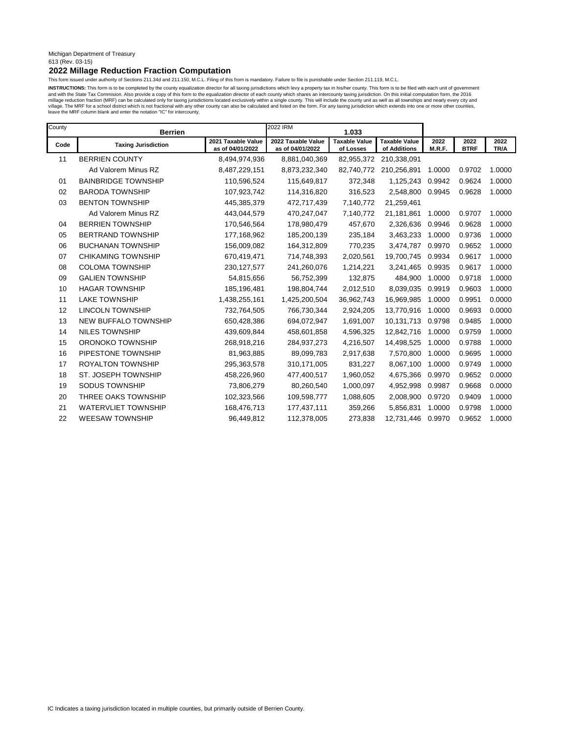Michigan Department of Treasury
613 (Rev. 03-15)

## 2022 Millage Reduction Fraction Computation

This form issued under authority of Sections 211.34d and 211.150, M.C.L. Filing of this from is mandatory. Failure to file is punishable under Section 211.119, M.C.L.

**INSTRUCTIONS:** This form is to be completed by the county equalization director for all taxing jurisdictions which levy a property tax in his/her county. This form is to be filed with each unit of government and with the State Tax Commision. Also provide a copy of this form to the equalization director of each county which shares an intercounty taxing jurisdiction. On this initial computation form, the 2016 millage reduction fraction (MRF) can be calculated only for taxing jurisdictions located exclusively within a single county. This will include the county unit as well as all townships and nearly every city and village. The MRF for a school district which is not fractional with any other county can also be calculated and listed on the form. For any taxing jurisdiction which extends into one or more other counties, leave the MRF column blank and enter the notation "IC" for intercounty.

| County | Berrien | | 2022 IRM 1.033 | | | | | |
|---|---|---|---|---|---|---|---|---|
| **Code** | **Taxing Jurisdiction** | **2021 Taxable Value as of 04/01/2022** | **2022 Taxable Value as of 04/01/2022** | **Taxable Value of Losses** | **Taxable Value of Additions** | **2022 M.R.F.** | **2022 BTRF** | **2022 TR/A** |
| 11 | BERRIEN COUNTY | 8,494,974,936 | 8,881,040,369 | 82,955,372 | 210,338,091 | | | |
| | Ad Valorem Minus RZ | 8,487,229,151 | 8,873,232,340 | 82,740,772 | 210,256,891 | 1.0000 | 0.9702 | 1.0000 |
| 01 | BAINBRIDGE TOWNSHIP | 110,596,524 | 115,649,817 | 372,348 | 1,125,243 | 0.9942 | 0.9624 | 1.0000 |
| 02 | BARODA TOWNSHIP | 107,923,742 | 114,316,820 | 316,523 | 2,548,800 | 0.9945 | 0.9628 | 1.0000 |
| 03 | BENTON TOWNSHIP | 445,385,379 | 472,717,439 | 7,140,772 | 21,259,461 | | | |
| | Ad Valorem Minus RZ | 443,044,579 | 470,247,047 | 7,140,772 | 21,181,861 | 1.0000 | 0.9707 | 1.0000 |
| 04 | BERRIEN TOWNSHIP | 170,546,564 | 178,980,479 | 457,670 | 2,326,636 | 0.9946 | 0.9628 | 1.0000 |
| 05 | BERTRAND TOWNSHIP | 177,168,962 | 185,200,139 | 235,184 | 3,463,233 | 1.0000 | 0.9736 | 1.0000 |
| 06 | BUCHANAN TOWNSHIP | 156,009,082 | 164,312,809 | 770,235 | 3,474,787 | 0.9970 | 0.9652 | 1.0000 |
| 07 | CHIKAMING TOWNSHIP | 670,419,471 | 714,748,393 | 2,020,561 | 19,700,745 | 0.9934 | 0.9617 | 1.0000 |
| 08 | COLOMA TOWNSHIP | 230,127,577 | 241,260,076 | 1,214,221 | 3,241,465 | 0.9935 | 0.9617 | 1.0000 |
| 09 | GALIEN TOWNSHIP | 54,815,656 | 56,752,399 | 132,875 | 484,900 | 1.0000 | 0.9718 | 1.0000 |
| 10 | HAGAR TOWNSHIP | 185,196,481 | 198,804,744 | 2,012,510 | 8,039,035 | 0.9919 | 0.9603 | 1.0000 |
| 11 | LAKE TOWNSHIP | 1,438,255,161 | 1,425,200,504 | 36,962,743 | 16,969,985 | 1.0000 | 0.9951 | 0.0000 |
| 12 | LINCOLN TOWNSHIP | 732,764,505 | 766,730,344 | 2,924,205 | 13,770,916 | 1.0000 | 0.9693 | 0.0000 |
| 13 | NEW BUFFALO TOWNSHIP | 650,428,386 | 694,072,947 | 1,691,007 | 10,131,713 | 0.9798 | 0.9485 | 1.0000 |
| 14 | NILES TOWNSHIP | 439,609,844 | 458,601,858 | 4,596,325 | 12,842,716 | 1.0000 | 0.9759 | 1.0000 |
| 15 | ORONOKO TOWNSHIP | 268,918,216 | 284,937,273 | 4,216,507 | 14,498,525 | 1.0000 | 0.9788 | 1.0000 |
| 16 | PIPESTONE TOWNSHIP | 81,963,885 | 89,099,783 | 2,917,638 | 7,570,800 | 1.0000 | 0.9695 | 1.0000 |
| 17 | ROYALTON TOWNSHIP | 295,363,578 | 310,171,005 | 831,227 | 8,067,100 | 1.0000 | 0.9749 | 1.0000 |
| 18 | ST. JOSEPH TOWNSHIP | 458,226,960 | 477,400,517 | 1,960,052 | 4,675,366 | 0.9970 | 0.9652 | 0.0000 |
| 19 | SODUS TOWNSHIP | 73,806,279 | 80,260,540 | 1,000,097 | 4,952,998 | 0.9987 | 0.9668 | 0.0000 |
| 20 | THREE OAKS TOWNSHIP | 102,323,566 | 109,598,777 | 1,088,605 | 2,008,900 | 0.9720 | 0.9409 | 1.0000 |
| 21 | WATERVLIET TOWNSHIP | 168,476,713 | 177,437,111 | 359,266 | 5,856,831 | 1.0000 | 0.9798 | 1.0000 |
| 22 | WEESAW TOWNSHIP | 96,449,812 | 112,378,005 | 273,838 | 12,731,446 | 0.9970 | 0.9652 | 1.0000 |

IC Indicates a taxing jurisdiction located in multiple counties, but primarily outside of Berrien County.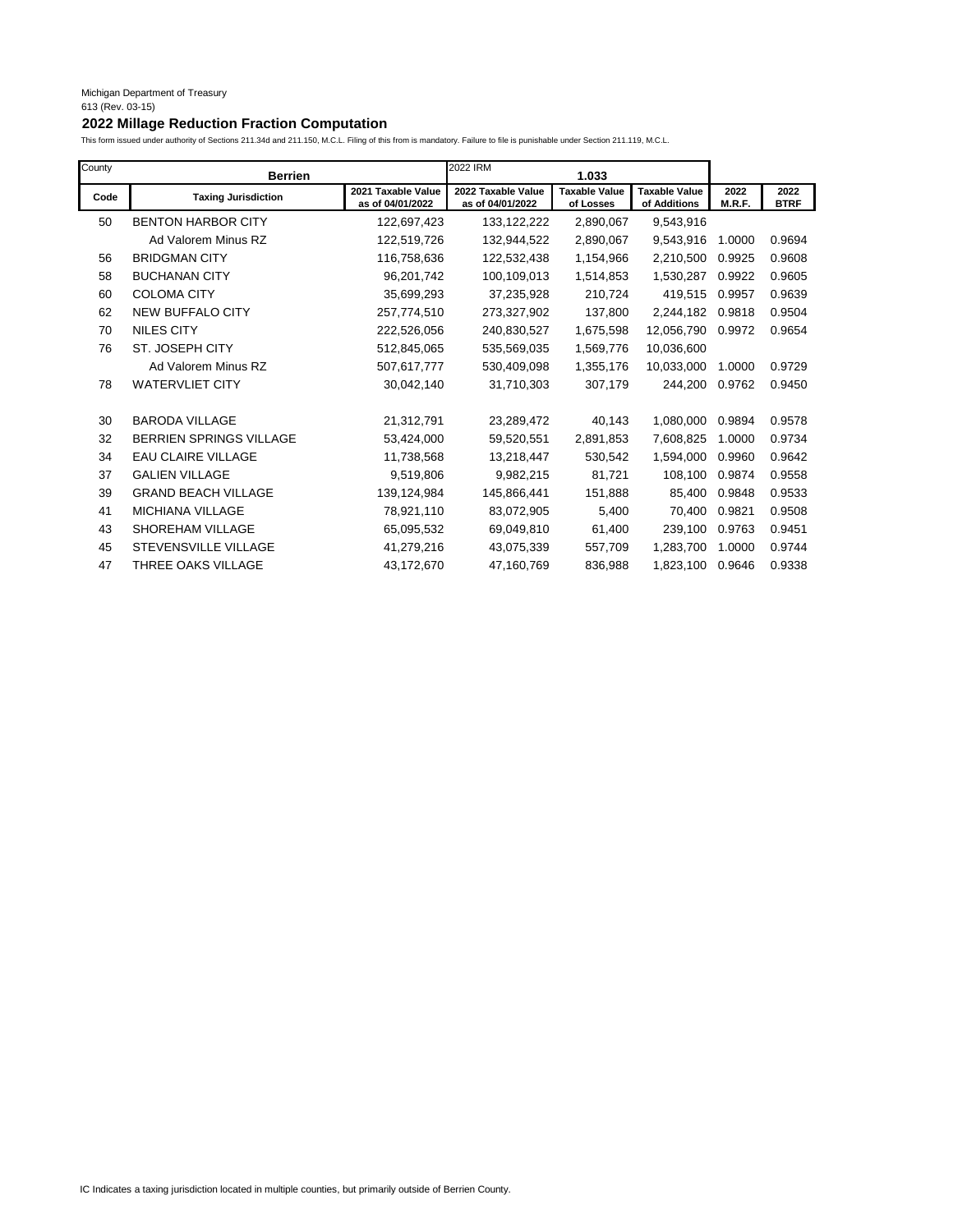Michigan Department of Treasury
613 (Rev. 03-15)

## 2022 Millage Reduction Fraction Computation

This form issued under authority of Sections 211.34d and 211.150, M.C.L. Filing of this from is mandatory. Failure to file is punishable under Section 211.119, M.C.L.

| County | Berrien | | 2022 IRM 1.033 | | | | |
|---|---|---|---|---|---|---|---|
| **Code** | **Taxing Jurisdiction** | **2021 Taxable Value as of 04/01/2022** | **2022 Taxable Value as of 04/01/2022** | **Taxable Value of Losses** | **Taxable Value of Additions** | **2022 M.R.F.** | **2022 BTRF** |
| 50 | BENTON HARBOR CITY | 122,697,423 | 133,122,222 | 2,890,067 | 9,543,916 | | |
| | Ad Valorem Minus RZ | 122,519,726 | 132,944,522 | 2,890,067 | 9,543,916 | 1.0000 | 0.9694 |
| 56 | BRIDGMAN CITY | 116,758,636 | 122,532,438 | 1,154,966 | 2,210,500 | 0.9925 | 0.9608 |
| 58 | BUCHANAN CITY | 96,201,742 | 100,109,013 | 1,514,853 | 1,530,287 | 0.9922 | 0.9605 |
| 60 | COLOMA CITY | 35,699,293 | 37,235,928 | 210,724 | 419,515 | 0.9957 | 0.9639 |
| 62 | NEW BUFFALO CITY | 257,774,510 | 273,327,902 | 137,800 | 2,244,182 | 0.9818 | 0.9504 |
| 70 | NILES CITY | 222,526,056 | 240,830,527 | 1,675,598 | 12,056,790 | 0.9972 | 0.9654 |
| 76 | ST. JOSEPH CITY | 512,845,065 | 535,569,035 | 1,569,776 | 10,036,600 | | |
| | Ad Valorem Minus RZ | 507,617,777 | 530,409,098 | 1,355,176 | 10,033,000 | 1.0000 | 0.9729 |
| 78 | WATERVLIET CITY | 30,042,140 | 31,710,303 | 307,179 | 244,200 | 0.9762 | 0.9450 |
| | | | | | | | |
| 30 | BARODA VILLAGE | 21,312,791 | 23,289,472 | 40,143 | 1,080,000 | 0.9894 | 0.9578 |
| 32 | BERRIEN SPRINGS VILLAGE | 53,424,000 | 59,520,551 | 2,891,853 | 7,608,825 | 1.0000 | 0.9734 |
| 34 | EAU CLAIRE VILLAGE | 11,738,568 | 13,218,447 | 530,542 | 1,594,000 | 0.9960 | 0.9642 |
| 37 | GALIEN VILLAGE | 9,519,806 | 9,982,215 | 81,721 | 108,100 | 0.9874 | 0.9558 |
| 39 | GRAND BEACH VILLAGE | 139,124,984 | 145,866,441 | 151,888 | 85,400 | 0.9848 | 0.9533 |
| 41 | MICHIANA VILLAGE | 78,921,110 | 83,072,905 | 5,400 | 70,400 | 0.9821 | 0.9508 |
| 43 | SHOREHAM VILLAGE | 65,095,532 | 69,049,810 | 61,400 | 239,100 | 0.9763 | 0.9451 |
| 45 | STEVENSVILLE VILLAGE | 41,279,216 | 43,075,339 | 557,709 | 1,283,700 | 1.0000 | 0.9744 |
| 47 | THREE OAKS VILLAGE | 43,172,670 | 47,160,769 | 836,988 | 1,823,100 | 0.9646 | 0.9338 |

IC Indicates a taxing jurisdiction located in multiple counties, but primarily outside of Berrien County.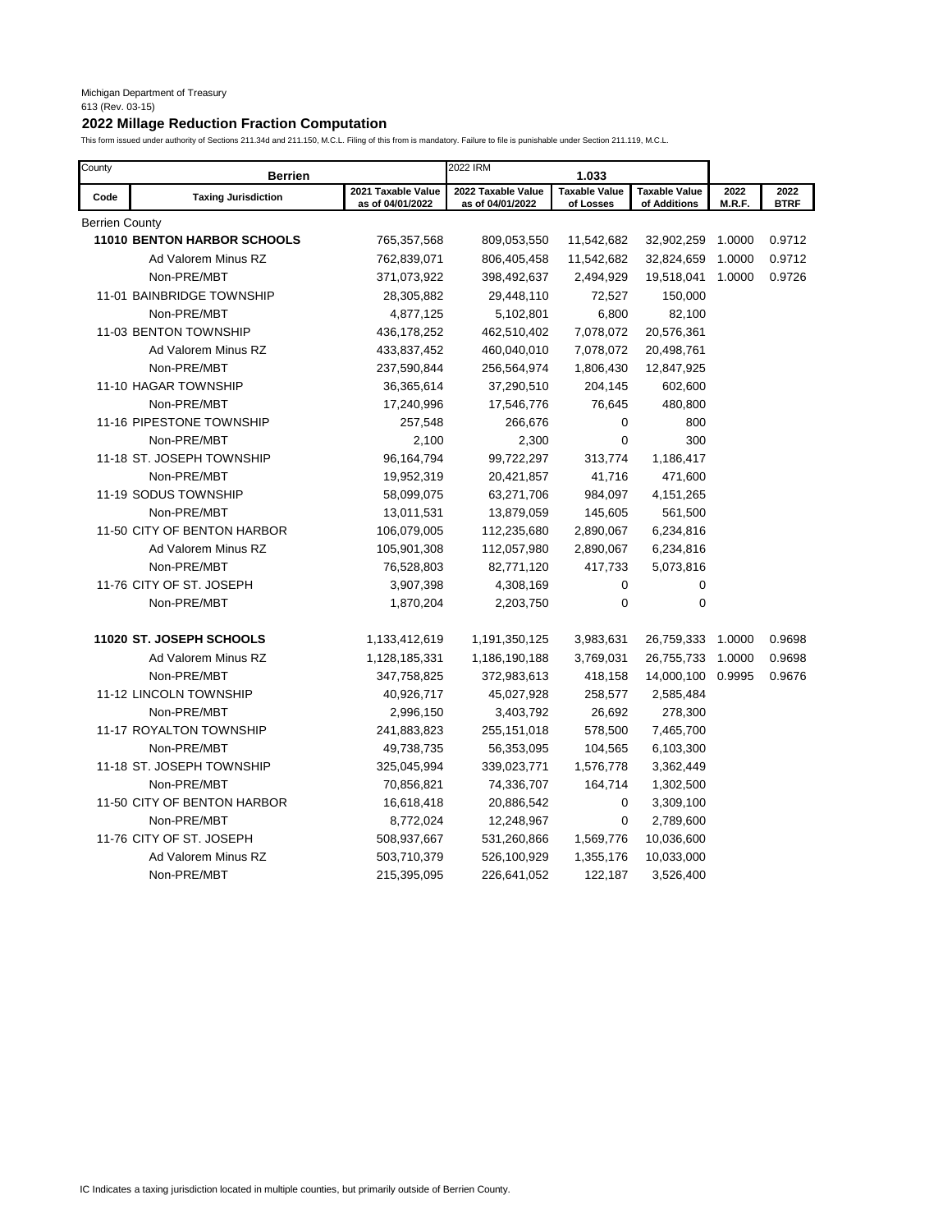Michigan Department of Treasury
613 (Rev. 03-15)

## 2022 Millage Reduction Fraction Computation

This form issued under authority of Sections 211.34d and 211.150, M.C.L.L. Filing of this from is mandatory. Failure to file is punishable under Section 211.119, M.C.L.

| County: Berrien | | | 2022 IRM: 1.033 | | | | |
|---|---|---|---|---|---|---|---|
| Code | Taxing Jurisdiction | 2021 Taxable Value as of 04/01/2022 | 2022 Taxable Value as of 04/01/2022 | Taxable Value of Losses | Taxable Value of Additions | 2022 M.R.F. | 2022 BTRF |
| Berrien County | | | | | | | |
| **11010** | **BENTON HARBOR SCHOOLS** | 765,357,568 | 809,053,550 | 11,542,682 | 32,902,259 | 1.0000 | 0.9712 |
| | Ad Valorem Minus RZ | 762,839,071 | 806,405,458 | 11,542,682 | 32,824,659 | 1.0000 | 0.9712 |
| | Non-PRE/MBT | 371,073,922 | 398,492,637 | 2,494,929 | 19,518,041 | 1.0000 | 0.9726 |
| 11-01 | BAINBRIDGE TOWNSHIP | 28,305,882 | 29,448,110 | 72,527 | 150,000 | | |
| | Non-PRE/MBT | 4,877,125 | 5,102,801 | 6,800 | 82,100 | | |
| 11-03 | BENTON TOWNSHIP | 436,178,252 | 462,510,402 | 7,078,072 | 20,576,361 | | |
| | Ad Valorem Minus RZ | 433,837,452 | 460,040,010 | 7,078,072 | 20,498,761 | | |
| | Non-PRE/MBT | 237,590,844 | 256,564,974 | 1,806,430 | 12,847,925 | | |
| 11-10 | HAGAR TOWNSHIP | 36,365,614 | 37,290,510 | 204,145 | 602,600 | | |
| | Non-PRE/MBT | 17,240,996 | 17,546,776 | 76,645 | 480,800 | | |
| 11-16 | PIPESTONE TOWNSHIP | 257,548 | 266,676 | 0 | 800 | | |
| | Non-PRE/MBT | 2,100 | 2,300 | 0 | 300 | | |
| 11-18 | ST. JOSEPH TOWNSHIP | 96,164,794 | 99,722,297 | 313,774 | 1,186,417 | | |
| | Non-PRE/MBT | 19,952,319 | 20,421,857 | 41,716 | 471,600 | | |
| 11-19 | SODUS TOWNSHIP | 58,099,075 | 63,271,706 | 984,097 | 4,151,265 | | |
| | Non-PRE/MBT | 13,011,531 | 13,879,059 | 145,605 | 561,500 | | |
| 11-50 | CITY OF BENTON HARBOR | 106,079,005 | 112,235,680 | 2,890,067 | 6,234,816 | | |
| | Ad Valorem Minus RZ | 105,901,308 | 112,057,980 | 2,890,067 | 6,234,816 | | |
| | Non-PRE/MBT | 76,528,803 | 82,771,120 | 417,733 | 5,073,816 | | |
| 11-76 | CITY OF ST. JOSEPH | 3,907,398 | 4,308,169 | 0 | 0 | | |
| | Non-PRE/MBT | 1,870,204 | 2,203,750 | 0 | 0 | | |
| **11020** | **ST. JOSEPH SCHOOLS** | 1,133,412,619 | 1,191,350,125 | 3,983,631 | 26,759,333 | 1.0000 | 0.9698 |
| | Ad Valorem Minus RZ | 1,128,185,331 | 1,186,190,188 | 3,769,031 | 26,755,733 | 1.0000 | 0.9698 |
| | Non-PRE/MBT | 347,758,825 | 372,983,613 | 418,158 | 14,000,100 | 0.9995 | 0.9676 |
| 11-12 | LINCOLN TOWNSHIP | 40,926,717 | 45,027,928 | 258,577 | 2,585,484 | | |
| | Non-PRE/MBT | 2,996,150 | 3,403,792 | 26,692 | 278,300 | | |
| 11-17 | ROYALTON TOWNSHIP | 241,883,823 | 255,151,018 | 578,500 | 7,465,700 | | |
| | Non-PRE/MBT | 49,738,735 | 56,353,095 | 104,565 | 6,103,300 | | |
| 11-18 | ST. JOSEPH TOWNSHIP | 325,045,994 | 339,023,771 | 1,576,778 | 3,362,449 | | |
| | Non-PRE/MBT | 70,856,821 | 74,336,707 | 164,714 | 1,302,500 | | |
| 11-50 | CITY OF BENTON HARBOR | 16,618,418 | 20,886,542 | 0 | 3,309,100 | | |
| | Non-PRE/MBT | 8,772,024 | 12,248,967 | 0 | 2,789,600 | | |
| 11-76 | CITY OF ST. JOSEPH | 508,937,667 | 531,260,866 | 1,569,776 | 10,036,600 | | |
| | Ad Valorem Minus RZ | 503,710,379 | 526,100,929 | 1,355,176 | 10,033,000 | | |
| | Non-PRE/MBT | 215,395,095 | 226,641,052 | 122,187 | 3,526,400 | | |

IC Indicates a taxing jurisdiction located in multiple counties, but primarily outside of Berrien County.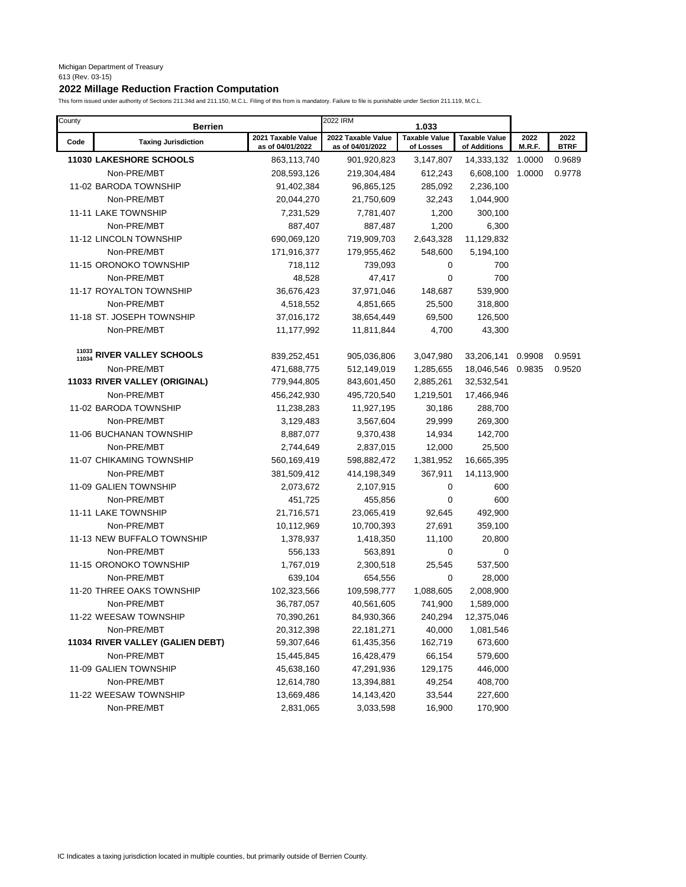Michigan Department of Treasury
613 (Rev. 03-15)

## 2022 Millage Reduction Fraction Computation

This form issued under authority of Sections 211.34d and 211.150, M.C.L.L. Filing of this from is mandatory. Failure to file is punishable under Section 211.119, M.C.L.

| County | Berrien | | 2022 IRM 1.033 | | | | |
|---|---|---|---|---|---|---|---|
| Code | Taxing Jurisdiction | 2021 Taxable Value as of 04/01/2022 | 2022 Taxable Value as of 04/01/2022 | Taxable Value of Losses | Taxable Value of Additions | 2022 M.R.F. | 2022 BTRF |
| | **11030 LAKESHORE SCHOOLS** | 863,113,740 | 901,920,823 | 3,147,807 | 14,333,132 | 1.0000 | 0.9689 |
| | Non-PRE/MBT | 208,593,126 | 219,304,484 | 612,243 | 6,608,100 | 1.0000 | 0.9778 |
| | 11-02 BARODA TOWNSHIP | 91,402,384 | 96,865,125 | 285,092 | 2,236,100 | | |
| | Non-PRE/MBT | 20,044,270 | 21,750,609 | 32,243 | 1,044,900 | | |
| | 11-11 LAKE TOWNSHIP | 7,231,529 | 7,781,407 | 1,200 | 300,100 | | |
| | Non-PRE/MBT | 887,407 | 887,487 | 1,200 | 6,300 | | |
| | 11-12 LINCOLN TOWNSHIP | 690,069,120 | 719,909,703 | 2,643,328 | 11,129,832 | | |
| | Non-PRE/MBT | 171,916,377 | 179,955,462 | 548,600 | 5,194,100 | | |
| | 11-15 ORONOKO TOWNSHIP | 718,112 | 739,093 | 0 | 700 | | |
| | Non-PRE/MBT | 48,528 | 47,417 | 0 | 700 | | |
| | 11-17 ROYALTON TOWNSHIP | 36,676,423 | 37,971,046 | 148,687 | 539,900 | | |
| | Non-PRE/MBT | 4,518,552 | 4,851,665 | 25,500 | 318,800 | | |
| | 11-18 ST. JOSEPH TOWNSHIP | 37,016,172 | 38,654,449 | 69,500 | 126,500 | | |
| | Non-PRE/MBT | 11,177,992 | 11,811,844 | 4,700 | 43,300 | | |
| 11033 11034 | **RIVER VALLEY SCHOOLS** | 839,252,451 | 905,036,806 | 3,047,980 | 33,206,141 | 0.9908 | 0.9591 |
| | Non-PRE/MBT | 471,688,775 | 512,149,019 | 1,285,655 | 18,046,546 | 0.9835 | 0.9520 |
| | **11033 RIVER VALLEY (ORIGINAL)** | 779,944,805 | 843,601,450 | 2,885,261 | 32,532,541 | | |
| | Non-PRE/MBT | 456,242,930 | 495,720,540 | 1,219,501 | 17,466,946 | | |
| | 11-02 BARODA TOWNSHIP | 11,238,283 | 11,927,195 | 30,186 | 288,700 | | |
| | Non-PRE/MBT | 3,129,483 | 3,567,604 | 29,999 | 269,300 | | |
| | 11-06 BUCHANAN TOWNSHIP | 8,887,077 | 9,370,438 | 14,934 | 142,700 | | |
| | Non-PRE/MBT | 2,744,649 | 2,837,015 | 12,000 | 25,500 | | |
| | 11-07 CHIKAMING TOWNSHIP | 560,169,419 | 598,882,472 | 1,381,952 | 16,665,395 | | |
| | Non-PRE/MBT | 381,509,412 | 414,198,349 | 367,911 | 14,113,900 | | |
| | 11-09 GALIEN TOWNSHIP | 2,073,672 | 2,107,915 | 0 | 600 | | |
| | Non-PRE/MBT | 451,725 | 455,856 | 0 | 600 | | |
| | 11-11 LAKE TOWNSHIP | 21,716,571 | 23,065,419 | 92,645 | 492,900 | | |
| | Non-PRE/MBT | 10,112,969 | 10,700,393 | 27,691 | 359,100 | | |
| | 11-13 NEW BUFFALO TOWNSHIP | 1,378,937 | 1,418,350 | 11,100 | 20,800 | | |
| | Non-PRE/MBT | 556,133 | 563,891 | 0 | 0 | | |
| | 11-15 ORONOKO TOWNSHIP | 1,767,019 | 2,300,518 | 25,545 | 537,500 | | |
| | Non-PRE/MBT | 639,104 | 654,556 | 0 | 28,000 | | |
| | 11-20 THREE OAKS TOWNSHIP | 102,323,566 | 109,598,777 | 1,088,605 | 2,008,900 | | |
| | Non-PRE/MBT | 36,787,057 | 40,561,605 | 741,900 | 1,589,000 | | |
| | 11-22 WEESAW TOWNSHIP | 70,390,261 | 84,930,366 | 240,294 | 12,375,046 | | |
| | Non-PRE/MBT | 20,312,398 | 22,181,271 | 40,000 | 1,081,546 | | |
| | **11034 RIVER VALLEY (GALIEN DEBT)** | 59,307,646 | 61,435,356 | 162,719 | 673,600 | | |
| | Non-PRE/MBT | 15,445,845 | 16,428,479 | 66,154 | 579,600 | | |
| | 11-09 GALIEN TOWNSHIP | 45,638,160 | 47,291,936 | 129,175 | 446,000 | | |
| | Non-PRE/MBT | 12,614,780 | 13,394,881 | 49,254 | 408,700 | | |
| | 11-22 WEESAW TOWNSHIP | 13,669,486 | 14,143,420 | 33,544 | 227,600 | | |
| | Non-PRE/MBT | 2,831,065 | 3,033,598 | 16,900 | 170,900 | | |

IC Indicates a taxing jurisdiction located in multiple counties, but primarily outside of Berrien County.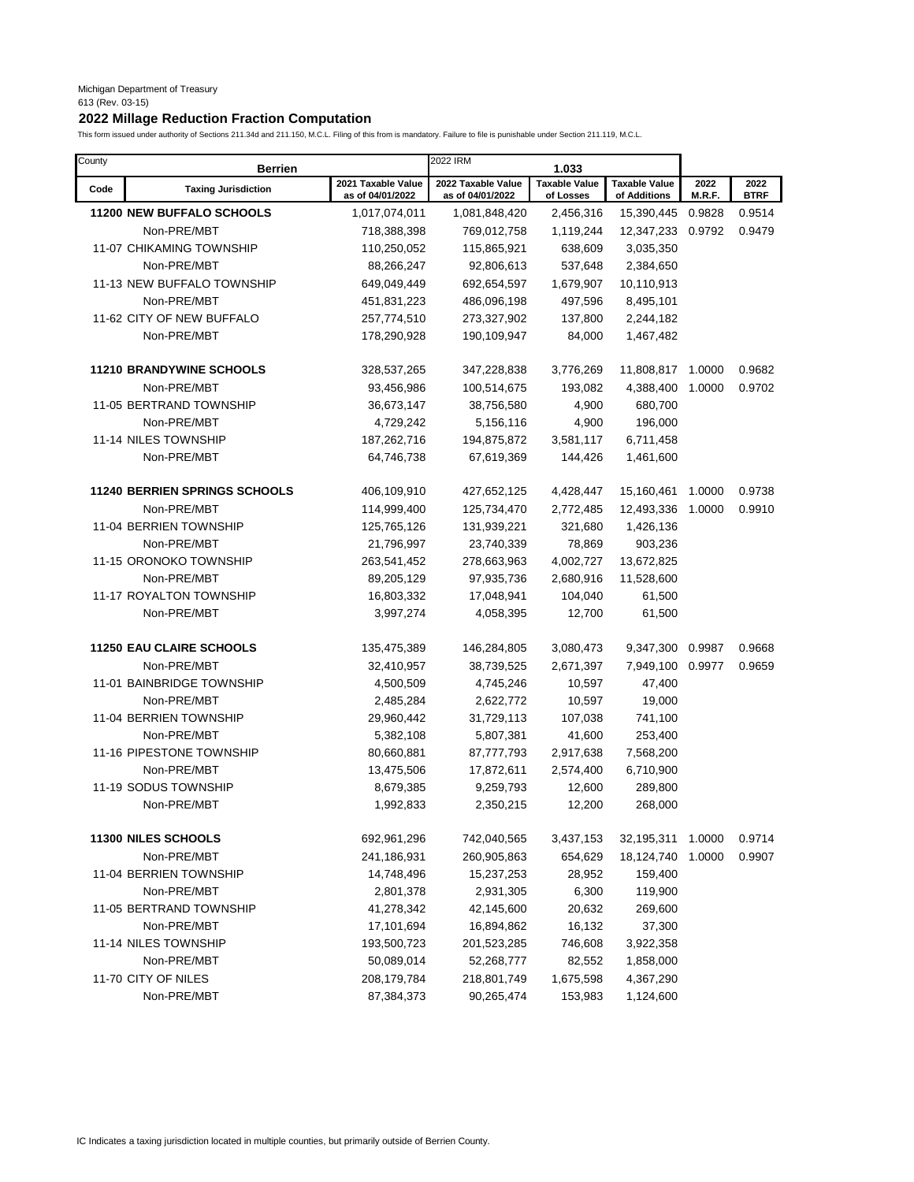Michigan Department of Treasury
613 (Rev. 03-15)

## 2022 Millage Reduction Fraction Computation

This form issued under authority of Sections 211.34d and 211.150, M.C.L. Filing of this from is mandatory. Failure to file is punishable under Section 211.119, M.C.L.

| County | Berrien | | 2022 IRM 1.033 | | | | |
|---|---|---|---|---|---|---|---|
| Code | Taxing Jurisdiction | 2021 Taxable Value as of 04/01/2022 | 2022 Taxable Value as of 04/01/2022 | Taxable Value of Losses | Taxable Value of Additions | 2022 M.R.F. | 2022 BTRF |
| 11200 | **NEW BUFFALO SCHOOLS** | 1,017,074,011 | 1,081,848,420 | 2,456,316 | 15,390,445 | 0.9828 | 0.9514 |
| | Non-PRE/MBT | 718,388,398 | 769,012,758 | 1,119,244 | 12,347,233 | 0.9792 | 0.9479 |
| 11-07 | CHIKAMING TOWNSHIP | 110,250,052 | 115,865,921 | 638,609 | 3,035,350 | | |
| | Non-PRE/MBT | 88,266,247 | 92,806,613 | 537,648 | 2,384,650 | | |
| 11-13 | NEW BUFFALO TOWNSHIP | 649,049,449 | 692,654,597 | 1,679,907 | 10,110,913 | | |
| | Non-PRE/MBT | 451,831,223 | 486,096,198 | 497,596 | 8,495,101 | | |
| 11-62 | CITY OF NEW BUFFALO | 257,774,510 | 273,327,902 | 137,800 | 2,244,182 | | |
| | Non-PRE/MBT | 178,290,928 | 190,109,947 | 84,000 | 1,467,482 | | |
| 11210 | **BRANDYWINE SCHOOLS** | 328,537,265 | 347,228,838 | 3,776,269 | 11,808,817 | 1.0000 | 0.9682 |
| | Non-PRE/MBT | 93,456,986 | 100,514,675 | 193,082 | 4,388,400 | 1.0000 | 0.9702 |
| 11-05 | BERTRAND TOWNSHIP | 36,673,147 | 38,756,580 | 4,900 | 680,700 | | |
| | Non-PRE/MBT | 4,729,242 | 5,156,116 | 4,900 | 196,000 | | |
| 11-14 | NILES TOWNSHIP | 187,262,716 | 194,875,872 | 3,581,117 | 6,711,458 | | |
| | Non-PRE/MBT | 64,746,738 | 67,619,369 | 144,426 | 1,461,600 | | |
| 11240 | **BERRIEN SPRINGS SCHOOLS** | 406,109,910 | 427,652,125 | 4,428,447 | 15,160,461 | 1.0000 | 0.9738 |
| | Non-PRE/MBT | 114,999,400 | 125,734,470 | 2,772,485 | 12,493,336 | 1.0000 | 0.9910 |
| 11-04 | BERRIEN TOWNSHIP | 125,765,126 | 131,939,221 | 321,680 | 1,426,136 | | |
| | Non-PRE/MBT | 21,796,997 | 23,740,339 | 78,869 | 903,236 | | |
| 11-15 | ORONOKO TOWNSHIP | 263,541,452 | 278,663,963 | 4,002,727 | 13,672,825 | | |
| | Non-PRE/MBT | 89,205,129 | 97,935,736 | 2,680,916 | 11,528,600 | | |
| 11-17 | ROYALTON TOWNSHIP | 16,803,332 | 17,048,941 | 104,040 | 61,500 | | |
| | Non-PRE/MBT | 3,997,274 | 4,058,395 | 12,700 | 61,500 | | |
| 11250 | **EAU CLAIRE SCHOOLS** | 135,475,389 | 146,284,805 | 3,080,473 | 9,347,300 | 0.9987 | 0.9668 |
| | Non-PRE/MBT | 32,410,957 | 38,739,525 | 2,671,397 | 7,949,100 | 0.9977 | 0.9659 |
| 11-01 | BAINBRIDGE TOWNSHIP | 4,500,509 | 4,745,246 | 10,597 | 47,400 | | |
| | Non-PRE/MBT | 2,485,284 | 2,622,772 | 10,597 | 19,000 | | |
| 11-04 | BERRIEN TOWNSHIP | 29,960,442 | 31,729,113 | 107,038 | 741,100 | | |
| | Non-PRE/MBT | 5,382,108 | 5,807,381 | 41,600 | 253,400 | | |
| 11-16 | PIPESTONE TOWNSHIP | 80,660,881 | 87,777,793 | 2,917,638 | 7,568,200 | | |
| | Non-PRE/MBT | 13,475,506 | 17,872,611 | 2,574,400 | 6,710,900 | | |
| 11-19 | SODUS TOWNSHIP | 8,679,385 | 9,259,793 | 12,600 | 289,800 | | |
| | Non-PRE/MBT | 1,992,833 | 2,350,215 | 12,200 | 268,000 | | |
| 11300 | **NILES SCHOOLS** | 692,961,296 | 742,040,565 | 3,437,153 | 32,195,311 | 1.0000 | 0.9714 |
| | Non-PRE/MBT | 241,186,931 | 260,905,863 | 654,629 | 18,124,740 | 1.0000 | 0.9907 |
| 11-04 | BERRIEN TOWNSHIP | 14,748,496 | 15,237,253 | 28,952 | 159,400 | | |
| | Non-PRE/MBT | 2,801,378 | 2,931,305 | 6,300 | 119,900 | | |
| 11-05 | BERTRAND TOWNSHIP | 41,278,342 | 42,145,600 | 20,632 | 269,600 | | |
| | Non-PRE/MBT | 17,101,694 | 16,894,862 | 16,132 | 37,300 | | |
| 11-14 | NILES TOWNSHIP | 193,500,723 | 201,523,285 | 746,608 | 3,922,358 | | |
| | Non-PRE/MBT | 50,089,014 | 52,268,777 | 82,552 | 1,858,000 | | |
| 11-70 | CITY OF NILES | 208,179,784 | 218,801,749 | 1,675,598 | 4,367,290 | | |
| | Non-PRE/MBT | 87,384,373 | 90,265,474 | 153,983 | 1,124,600 | | |

IC Indicates a taxing jurisdiction located in multiple counties, but primarily outside of Berrien County.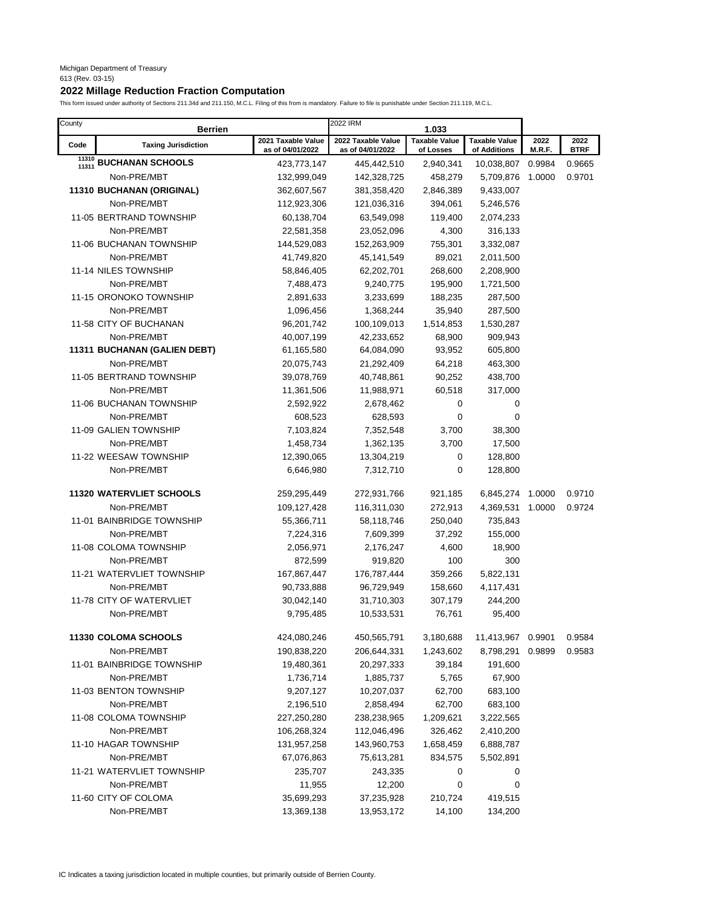Michigan Department of Treasury
613 (Rev. 03-15)

## 2022 Millage Reduction Fraction Computation

This form issued under authority of Sections 211.34d and 211.150, M.C.L. Filing of this from is mandatory. Failure to file is punishable under Section 211.119, M.C.L.

| County | Berrien | 2022 IRM | 1.033 | | | | |
|---|---|---|---|---|---|---|---|
| Code | Taxing Jurisdiction | 2021 Taxable Value as of 04/01/2022 | 2022 Taxable Value as of 04/01/2022 | Taxable Value of Losses | Taxable Value of Additions | 2022 M.R.F. | 2022 BTRF |
| 11310 11311 | **BUCHANAN SCHOOLS** | 423,773,147 | 445,442,510 | 2,940,341 | 10,038,807 | 0.9984 | 0.9665 |
| | Non-PRE/MBT | 132,999,049 | 142,328,725 | 458,279 | 5,709,876 | 1.0000 | 0.9701 |
| | **11310 BUCHANAN (ORIGINAL)** | 362,607,567 | 381,358,420 | 2,846,389 | 9,433,007 | | |
| | Non-PRE/MBT | 112,923,306 | 121,036,316 | 394,061 | 5,246,576 | | |
| | 11-05 BERTRAND TOWNSHIP | 60,138,704 | 63,549,098 | 119,400 | 2,074,233 | | |
| | Non-PRE/MBT | 22,581,358 | 23,052,096 | 4,300 | 316,133 | | |
| | 11-06 BUCHANAN TOWNSHIP | 144,529,083 | 152,263,909 | 755,301 | 3,332,087 | | |
| | Non-PRE/MBT | 41,749,820 | 45,141,549 | 89,021 | 2,011,500 | | |
| | 11-14 NILES TOWNSHIP | 58,846,405 | 62,202,701 | 268,600 | 2,208,900 | | |
| | Non-PRE/MBT | 7,488,473 | 9,240,775 | 195,900 | 1,721,500 | | |
| | 11-15 ORONOKO TOWNSHIP | 2,891,633 | 3,233,699 | 188,235 | 287,500 | | |
| | Non-PRE/MBT | 1,096,456 | 1,368,244 | 35,940 | 287,500 | | |
| | 11-58 CITY OF BUCHANAN | 96,201,742 | 100,109,013 | 1,514,853 | 1,530,287 | | |
| | Non-PRE/MBT | 40,007,199 | 42,233,652 | 68,900 | 909,943 | | |
| | **11311 BUCHANAN (GALIEN DEBT)** | 61,165,580 | 64,084,090 | 93,952 | 605,800 | | |
| | Non-PRE/MBT | 20,075,743 | 21,292,409 | 64,218 | 463,300 | | |
| | 11-05 BERTRAND TOWNSHIP | 39,078,769 | 40,748,861 | 90,252 | 438,700 | | |
| | Non-PRE/MBT | 11,361,506 | 11,988,971 | 60,518 | 317,000 | | |
| | 11-06 BUCHANAN TOWNSHIP | 2,592,922 | 2,678,462 | 0 | 0 | | |
| | Non-PRE/MBT | 608,523 | 628,593 | 0 | 0 | | |
| | 11-09 GALIEN TOWNSHIP | 7,103,824 | 7,352,548 | 3,700 | 38,300 | | |
| | Non-PRE/MBT | 1,458,734 | 1,362,135 | 3,700 | 17,500 | | |
| | 11-22 WEESAW TOWNSHIP | 12,390,065 | 13,304,219 | 0 | 128,800 | | |
| | Non-PRE/MBT | 6,646,980 | 7,312,710 | 0 | 128,800 | | |
| | **11320 WATERVLIET SCHOOLS** | 259,295,449 | 272,931,766 | 921,185 | 6,845,274 | 1.0000 | 0.9710 |
| | Non-PRE/MBT | 109,127,428 | 116,311,030 | 272,913 | 4,369,531 | 1.0000 | 0.9724 |
| | 11-01 BAINBRIDGE TOWNSHIP | 55,366,711 | 58,118,746 | 250,040 | 735,843 | | |
| | Non-PRE/MBT | 7,224,316 | 7,609,399 | 37,292 | 155,000 | | |
| | 11-08 COLOMA TOWNSHIP | 2,056,971 | 2,176,247 | 4,600 | 18,900 | | |
| | Non-PRE/MBT | 872,599 | 919,820 | 100 | 300 | | |
| | 11-21 WATERVLIET TOWNSHIP | 167,867,447 | 176,787,444 | 359,266 | 5,822,131 | | |
| | Non-PRE/MBT | 90,733,888 | 96,729,949 | 158,660 | 4,117,431 | | |
| | 11-78 CITY OF WATERVLIET | 30,042,140 | 31,710,303 | 307,179 | 244,200 | | |
| | Non-PRE/MBT | 9,795,485 | 10,533,531 | 76,761 | 95,400 | | |
| | **11330 COLOMA SCHOOLS** | 424,080,246 | 450,565,791 | 3,180,688 | 11,413,967 | 0.9901 | 0.9584 |
| | Non-PRE/MBT | 190,838,220 | 206,644,331 | 1,243,602 | 8,798,291 | 0.9899 | 0.9583 |
| | 11-01 BAINBRIDGE TOWNSHIP | 19,480,361 | 20,297,333 | 39,184 | 191,600 | | |
| | Non-PRE/MBT | 1,736,714 | 1,885,737 | 5,765 | 67,900 | | |
| | 11-03 BENTON TOWNSHIP | 9,207,127 | 10,207,037 | 62,700 | 683,100 | | |
| | Non-PRE/MBT | 2,196,510 | 2,858,494 | 62,700 | 683,100 | | |
| | 11-08 COLOMA TOWNSHIP | 227,250,280 | 238,238,965 | 1,209,621 | 3,222,565 | | |
| | Non-PRE/MBT | 106,268,324 | 112,046,496 | 326,462 | 2,410,200 | | |
| | 11-10 HAGAR TOWNSHIP | 131,957,258 | 143,960,753 | 1,658,459 | 6,888,787 | | |
| | Non-PRE/MBT | 67,076,863 | 75,613,281 | 834,575 | 5,502,891 | | |
| | 11-21 WATERVLIET TOWNSHIP | 235,707 | 243,335 | 0 | 0 | | |
| | Non-PRE/MBT | 11,955 | 12,200 | 0 | 0 | | |
| | 11-60 CITY OF COLOMA | 35,699,293 | 37,235,928 | 210,724 | 419,515 | | |
| | Non-PRE/MBT | 13,369,138 | 13,953,172 | 14,100 | 134,200 | | |

IC Indicates a taxing jurisdiction located in multiple counties, but primarily outside of Berrien County.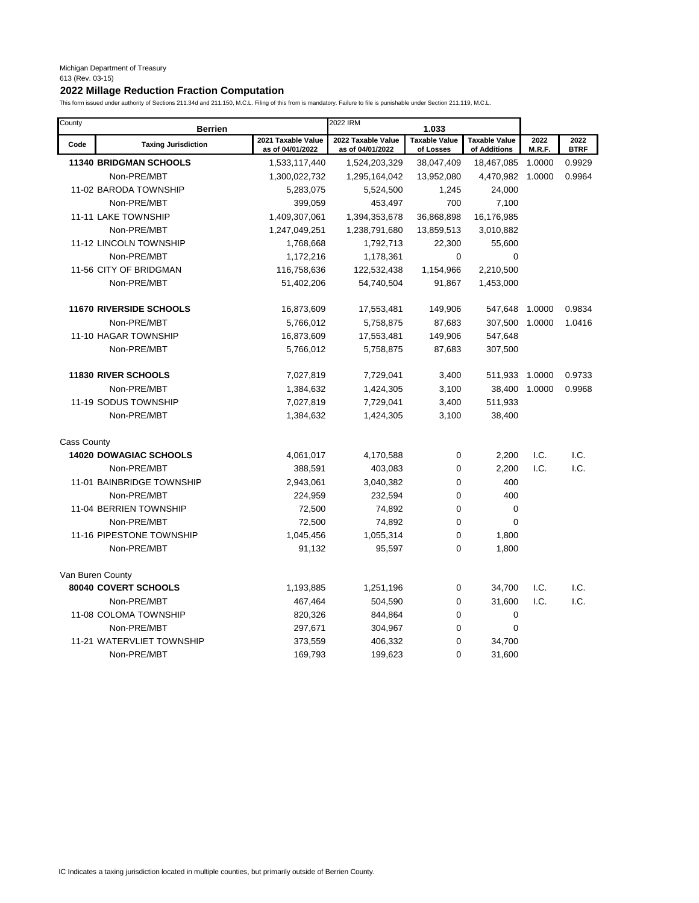Michigan Department of Treasury
613 (Rev. 03-15)

## 2022 Millage Reduction Fraction Computation

This form issued under authority of Sections 211.34d and 211.150, M.C.L. Filing of this from is mandatory. Failure to file is punishable under Section 211.119, M.C.L.

| County | Berrien | | 2022 IRM 1.033 | | | | |
|---|---|---|---|---|---|---|---|
| **Code** | **Taxing Jurisdiction** | **2021 Taxable Value as of 04/01/2022** | **2022 Taxable Value as of 04/01/2022** | **Taxable Value of Losses** | **Taxable Value of Additions** | **2022 M.R.F.** | **2022 BTRF** |
| **11340** | **BRIDGMAN SCHOOLS** | 1,533,117,440 | 1,524,203,329 | 38,047,409 | 18,467,085 | 1.0000 | 0.9929 |
| | Non-PRE/MBT | 1,300,022,732 | 1,295,164,042 | 13,952,080 | 4,470,982 | 1.0000 | 0.9964 |
| 11-02 | BARODA TOWNSHIP | 5,283,075 | 5,524,500 | 1,245 | 24,000 | | |
| | Non-PRE/MBT | 399,059 | 453,497 | 700 | 7,100 | | |
| 11-11 | LAKE TOWNSHIP | 1,409,307,061 | 1,394,353,678 | 36,868,898 | 16,176,985 | | |
| | Non-PRE/MBT | 1,247,049,251 | 1,238,791,680 | 13,859,513 | 3,010,882 | | |
| 11-12 | LINCOLN TOWNSHIP | 1,768,668 | 1,792,713 | 22,300 | 55,600 | | |
| | Non-PRE/MBT | 1,172,216 | 1,178,361 | 0 | 0 | | |
| 11-56 | CITY OF BRIDGMAN | 116,758,636 | 122,532,438 | 1,154,966 | 2,210,500 | | |
| | Non-PRE/MBT | 51,402,206 | 54,740,504 | 91,867 | 1,453,000 | | |
| **11670** | **RIVERSIDE SCHOOLS** | 16,873,609 | 17,553,481 | 149,906 | 547,648 | 1.0000 | 0.9834 |
| | Non-PRE/MBT | 5,766,012 | 5,758,875 | 87,683 | 307,500 | 1.0000 | 1.0416 |
| 11-10 | HAGAR TOWNSHIP | 16,873,609 | 17,553,481 | 149,906 | 547,648 | | |
| | Non-PRE/MBT | 5,766,012 | 5,758,875 | 87,683 | 307,500 | | |
| **11830** | **RIVER SCHOOLS** | 7,027,819 | 7,729,041 | 3,400 | 511,933 | 1.0000 | 0.9733 |
| | Non-PRE/MBT | 1,384,632 | 1,424,305 | 3,100 | 38,400 | 1.0000 | 0.9968 |
| 11-19 | SODUS TOWNSHIP | 7,027,819 | 7,729,041 | 3,400 | 511,933 | | |
| | Non-PRE/MBT | 1,384,632 | 1,424,305 | 3,100 | 38,400 | | |
| Cass County | | | | | | | |
| **14020** | **DOWAGIAC SCHOOLS** | 4,061,017 | 4,170,588 | 0 | 2,200 | I.C. | I.C. |
| | Non-PRE/MBT | 388,591 | 403,083 | 0 | 2,200 | I.C. | I.C. |
| 11-01 | BAINBRIDGE TOWNSHIP | 2,943,061 | 3,040,382 | 0 | 400 | | |
| | Non-PRE/MBT | 224,959 | 232,594 | 0 | 400 | | |
| 11-04 | BERRIEN TOWNSHIP | 72,500 | 74,892 | 0 | 0 | | |
| | Non-PRE/MBT | 72,500 | 74,892 | 0 | 0 | | |
| 11-16 | PIPESTONE TOWNSHIP | 1,045,456 | 1,055,314 | 0 | 1,800 | | |
| | Non-PRE/MBT | 91,132 | 95,597 | 0 | 1,800 | | |
| Van Buren County | | | | | | | |
| **80040** | **COVERT SCHOOLS** | 1,193,885 | 1,251,196 | 0 | 34,700 | I.C. | I.C. |
| | Non-PRE/MBT | 467,464 | 504,590 | 0 | 31,600 | I.C. | I.C. |
| 11-08 | COLOMA TOWNSHIP | 820,326 | 844,864 | 0 | 0 | | |
| | Non-PRE/MBT | 297,671 | 304,967 | 0 | 0 | | |
| 11-21 | WATERVLIET TOWNSHIP | 373,559 | 406,332 | 0 | 34,700 | | |
| | Non-PRE/MBT | 169,793 | 199,623 | 0 | 31,600 | | |

IC Indicates a taxing jurisdiction located in multiple counties, but primarily outside of Berrien County.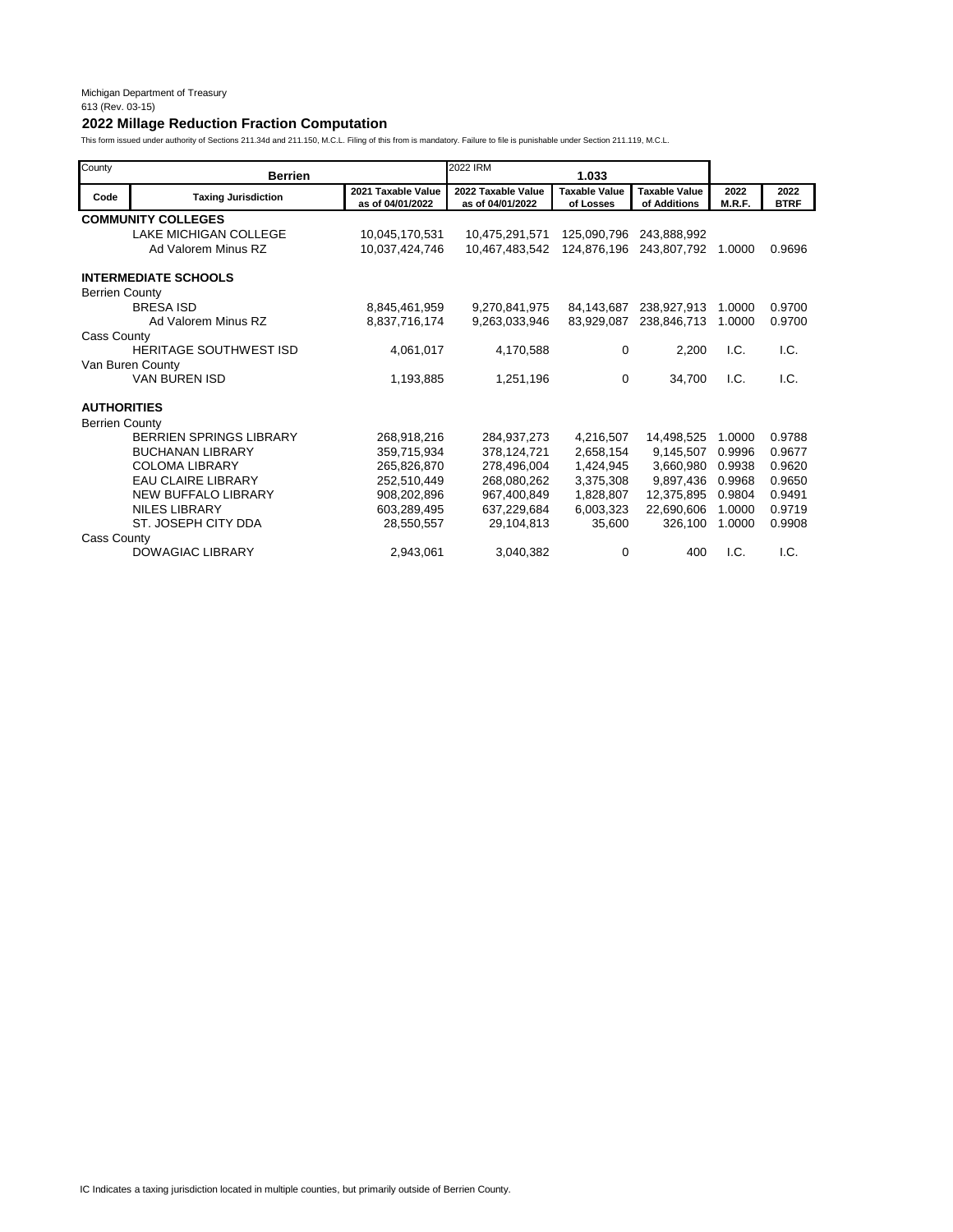Michigan Department of Treasury
613 (Rev. 03-15)

## 2022 Millage Reduction Fraction Computation

This form issued under authority of Sections 211.34d and 211.150, M.C.L. Filing of this from is mandatory. Failure to file is punishable under Section 211.119, M.C.L.

| County | Berrien | | 2022 IRM 1.033 | | | | |
|---|---|---|---|---|---|---|---|
| **Code** | **Taxing Jurisdiction** | **2021 Taxable Value as of 04/01/2022** | **2022 Taxable Value as of 04/01/2022** | **Taxable Value of Losses** | **Taxable Value of Additions** | **2022 M.R.F.** | **2022 BTRF** |
| **COMMUNITY COLLEGES** | | | | | | | |
| | LAKE MICHIGAN COLLEGE | 10,045,170,531 | 10,475,291,571 | 125,090,796 | 243,888,992 | | |
| | Ad Valorem Minus RZ | 10,037,424,746 | 10,467,483,542 | 124,876,196 | 243,807,792 | 1.0000 | 0.9696 |
| **INTERMEDIATE SCHOOLS** | | | | | | | |
| Berrien County | | | | | | | |
| | BRESA ISD | 8,845,461,959 | 9,270,841,975 | 84,143,687 | 238,927,913 | 1.0000 | 0.9700 |
| | Ad Valorem Minus RZ | 8,837,716,174 | 9,263,033,946 | 83,929,087 | 238,846,713 | 1.0000 | 0.9700 |
| Cass County | | | | | | | |
| | HERITAGE SOUTHWEST ISD | 4,061,017 | 4,170,588 | 0 | 2,200 | I.C. | I.C. |
| Van Buren County | | | | | | | |
| | VAN BUREN ISD | 1,193,885 | 1,251,196 | 0 | 34,700 | I.C. | I.C. |
| **AUTHORITIES** | | | | | | | |
| Berrien County | | | | | | | |
| | BERRIEN SPRINGS LIBRARY | 268,918,216 | 284,937,273 | 4,216,507 | 14,498,525 | 1.0000 | 0.9788 |
| | BUCHANAN LIBRARY | 359,715,934 | 378,124,721 | 2,658,154 | 9,145,507 | 0.9996 | 0.9677 |
| | COLOMA LIBRARY | 265,826,870 | 278,496,004 | 1,424,945 | 3,660,980 | 0.9938 | 0.9620 |
| | EAU CLAIRE LIBRARY | 252,510,449 | 268,080,262 | 3,375,308 | 9,897,436 | 0.9968 | 0.9650 |
| | NEW BUFFALO LIBRARY | 908,202,896 | 967,400,849 | 1,828,807 | 12,375,895 | 0.9804 | 0.9491 |
| | NILES LIBRARY | 603,289,495 | 637,229,684 | 6,003,323 | 22,690,606 | 1.0000 | 0.9719 |
| | ST. JOSEPH CITY DDA | 28,550,557 | 29,104,813 | 35,600 | 326,100 | 1.0000 | 0.9908 |
| Cass County | | | | | | | |
| | DOWAGIAC LIBRARY | 2,943,061 | 3,040,382 | 0 | 400 | I.C. | I.C. |

IC Indicates a taxing jurisdiction located in multiple counties, but primarily outside of Berrien County.